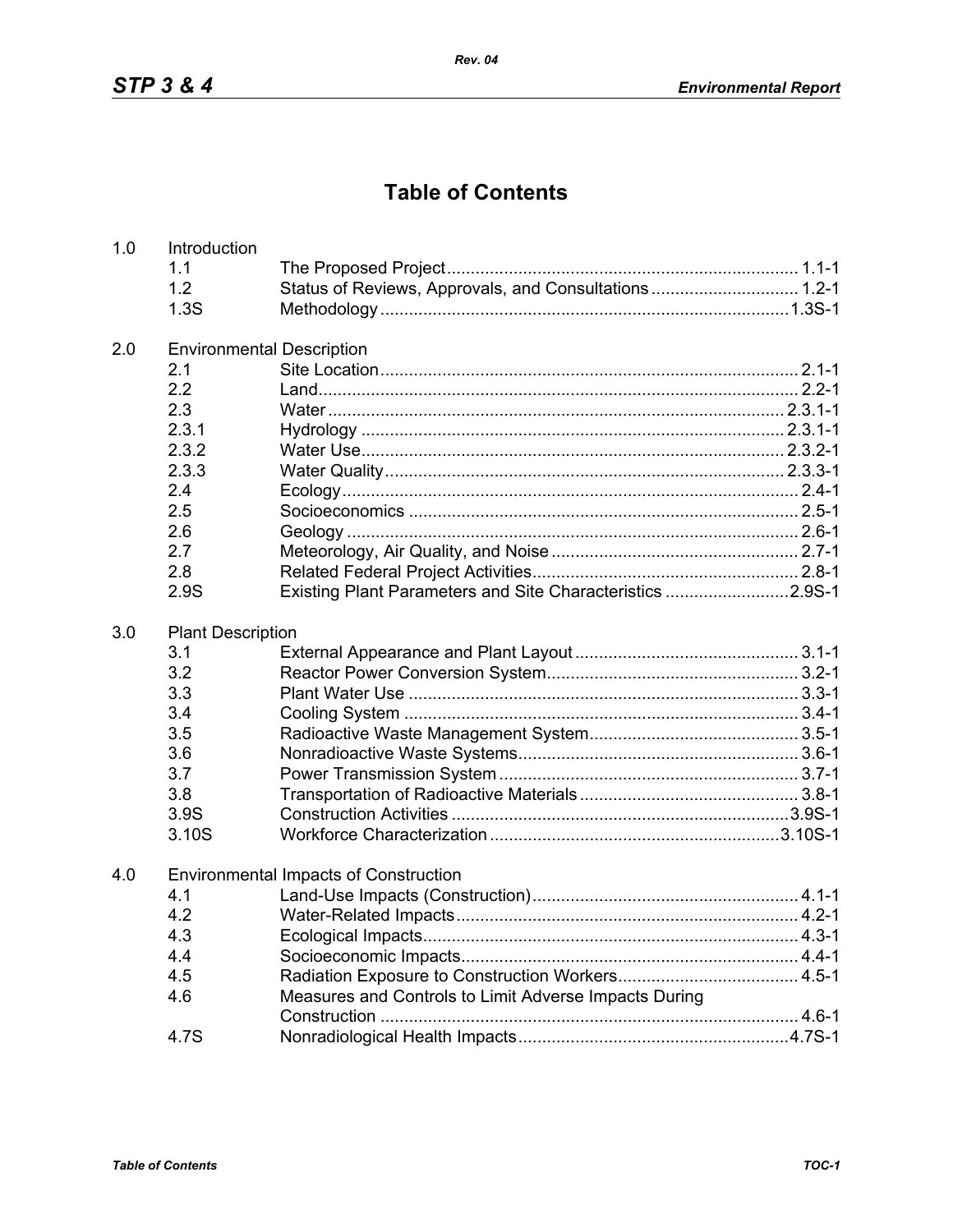# Table of Contents

1.0 Introduction

| | | |
|---|---|---|
| 1.1 | The Proposed Project | 1.1-1 |
| 1.2 | Status of Reviews, Approvals, and Consultations | 1.2-1 |
| 1.3S | Methodology | 1.3S-1 |

2.0 Environmental Description

| | | |
|---|---|---|
| 2.1 | Site Location | 2.1-1 |
| 2.2 | Land | 2.2-1 |
| 2.3 | Water | 2.3.1-1 |
| 2.3.1 | Hydrology | 2.3.1-1 |
| 2.3.2 | Water Use | 2.3.2-1 |
| 2.3.3 | Water Quality | 2.3.3-1 |
| 2.4 | Ecology | 2.4-1 |
| 2.5 | Socioeconomics | 2.5-1 |
| 2.6 | Geology | 2.6-1 |
| 2.7 | Meteorology, Air Quality, and Noise | 2.7-1 |
| 2.8 | Related Federal Project Activities | 2.8-1 |
| 2.9S | Existing Plant Parameters and Site Characteristics | 2.9S-1 |

3.0 Plant Description

| | | |
|---|---|---|
| 3.1 | External Appearance and Plant Layout | 3.1-1 |
| 3.2 | Reactor Power Conversion System | 3.2-1 |
| 3.3 | Plant Water Use | 3.3-1 |
| 3.4 | Cooling System | 3.4-1 |
| 3.5 | Radioactive Waste Management System | 3.5-1 |
| 3.6 | Nonradioactive Waste Systems | 3.6-1 |
| 3.7 | Power Transmission System | 3.7-1 |
| 3.8 | Transportation of Radioactive Materials | 3.8-1 |
| 3.9S | Construction Activities | 3.9S-1 |
| 3.10S | Workforce Characterization | 3.10S-1 |

4.0 Environmental Impacts of Construction

| | | |
|---|---|---|
| 4.1 | Land-Use Impacts (Construction) | 4.1-1 |
| 4.2 | Water-Related Impacts | 4.2-1 |
| 4.3 | Ecological Impacts | 4.3-1 |
| 4.4 | Socioeconomic Impacts | 4.4-1 |
| 4.5 | Radiation Exposure to Construction Workers | 4.5-1 |
| 4.6 | Measures and Controls to Limit Adverse Impacts During Construction | 4.6-1 |
| 4.7S | Nonradiological Health Impacts | 4.7S-1 |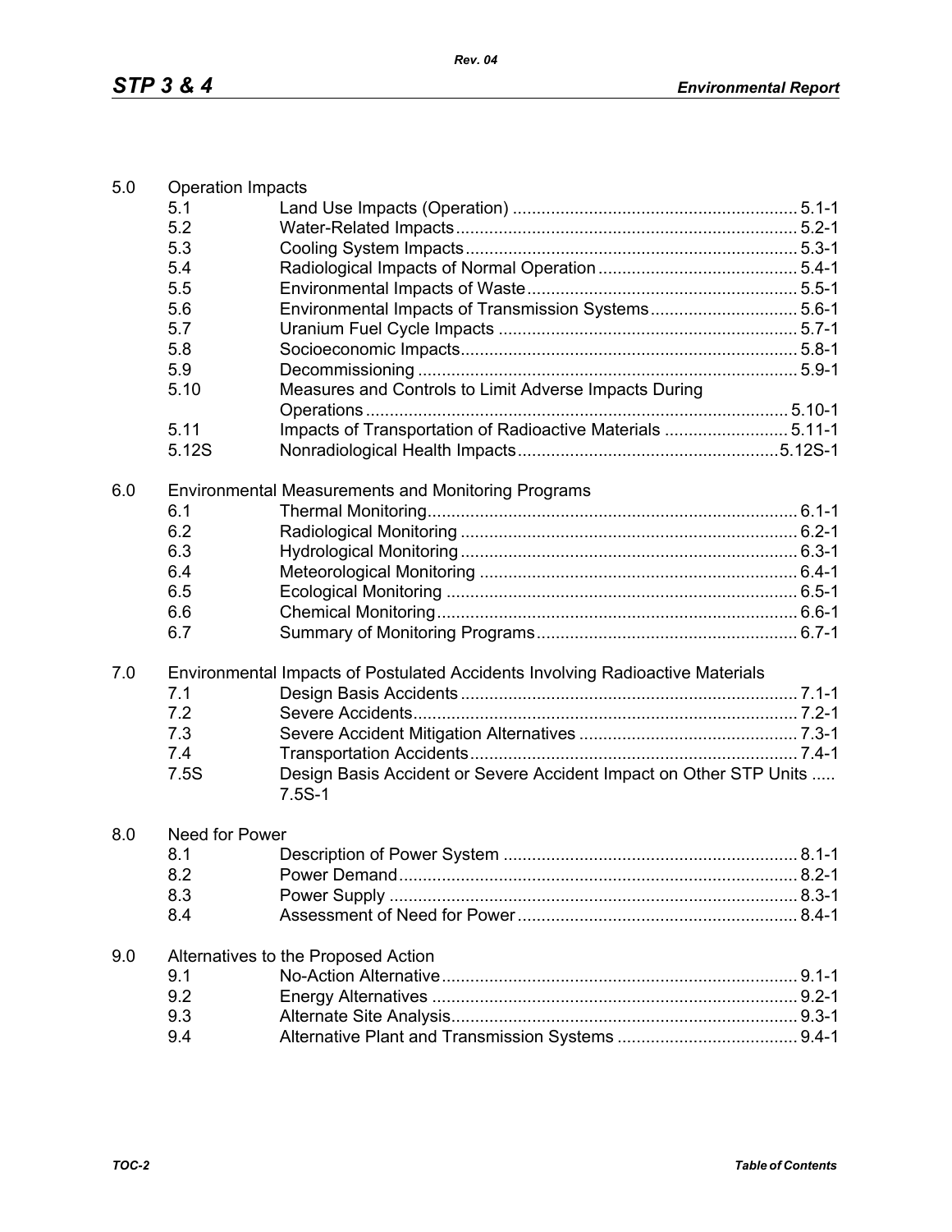5.0 Operation Impacts

| | | |
|---|---|---|
| 5.1 | Land Use Impacts (Operation) | 5.1-1 |
| 5.2 | Water-Related Impacts | 5.2-1 |
| 5.3 | Cooling System Impacts | 5.3-1 |
| 5.4 | Radiological Impacts of Normal Operation | 5.4-1 |
| 5.5 | Environmental Impacts of Waste | 5.5-1 |
| 5.6 | Environmental Impacts of Transmission Systems | 5.6-1 |
| 5.7 | Uranium Fuel Cycle Impacts | 5.7-1 |
| 5.8 | Socioeconomic Impacts | 5.8-1 |
| 5.9 | Decommissioning | 5.9-1 |
| 5.10 | Measures and Controls to Limit Adverse Impacts During Operations | 5.10-1 |
| 5.11 | Impacts of Transportation of Radioactive Materials | 5.11-1 |
| 5.12S | Nonradiological Health Impacts | 5.12S-1 |

6.0 Environmental Measurements and Monitoring Programs

| | | |
|---|---|---|
| 6.1 | Thermal Monitoring | 6.1-1 |
| 6.2 | Radiological Monitoring | 6.2-1 |
| 6.3 | Hydrological Monitoring | 6.3-1 |
| 6.4 | Meteorological Monitoring | 6.4-1 |
| 6.5 | Ecological Monitoring | 6.5-1 |
| 6.6 | Chemical Monitoring | 6.6-1 |
| 6.7 | Summary of Monitoring Programs | 6.7-1 |

7.0 Environmental Impacts of Postulated Accidents Involving Radioactive Materials

| | | |
|---|---|---|
| 7.1 | Design Basis Accidents | 7.1-1 |
| 7.2 | Severe Accidents | 7.2-1 |
| 7.3 | Severe Accident Mitigation Alternatives | 7.3-1 |
| 7.4 | Transportation Accidents | 7.4-1 |
| 7.5S | Design Basis Accident or Severe Accident Impact on Other STP Units | 7.5S-1 |

8.0 Need for Power

| | | |
|---|---|---|
| 8.1 | Description of Power System | 8.1-1 |
| 8.2 | Power Demand | 8.2-1 |
| 8.3 | Power Supply | 8.3-1 |
| 8.4 | Assessment of Need for Power | 8.4-1 |

9.0 Alternatives to the Proposed Action

| | | |
|---|---|---|
| 9.1 | No-Action Alternative | 9.1-1 |
| 9.2 | Energy Alternatives | 9.2-1 |
| 9.3 | Alternate Site Analysis | 9.3-1 |
| 9.4 | Alternative Plant and Transmission Systems | 9.4-1 |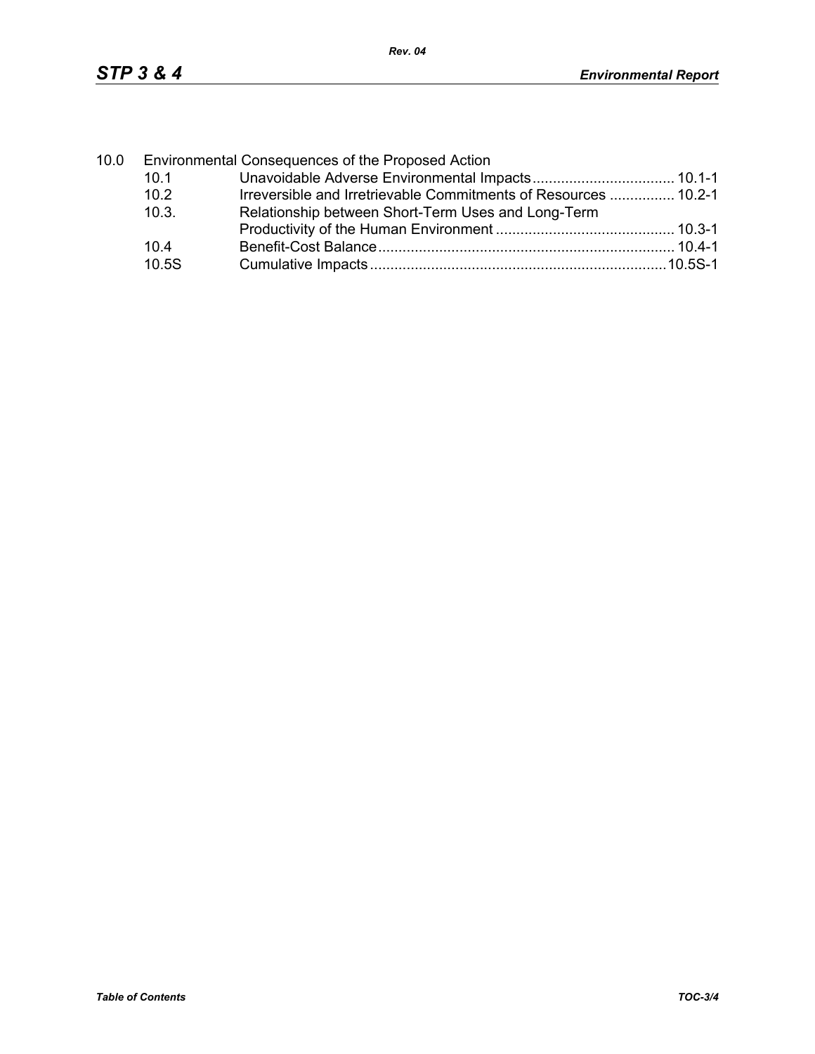10.0 Environmental Consequences of the Proposed Action

| | | |
|---|---|---|
| 10.1 | Unavoidable Adverse Environmental Impacts | 10.1-1 |
| 10.2 | Irreversible and Irretrievable Commitments of Resources | 10.2-1 |
| 10.3. | Relationship between Short-Term Uses and Long-Term Productivity of the Human Environment | 10.3-1 |
| 10.4 | Benefit-Cost Balance | 10.4-1 |
| 10.5S | Cumulative Impacts | 10.5S-1 |